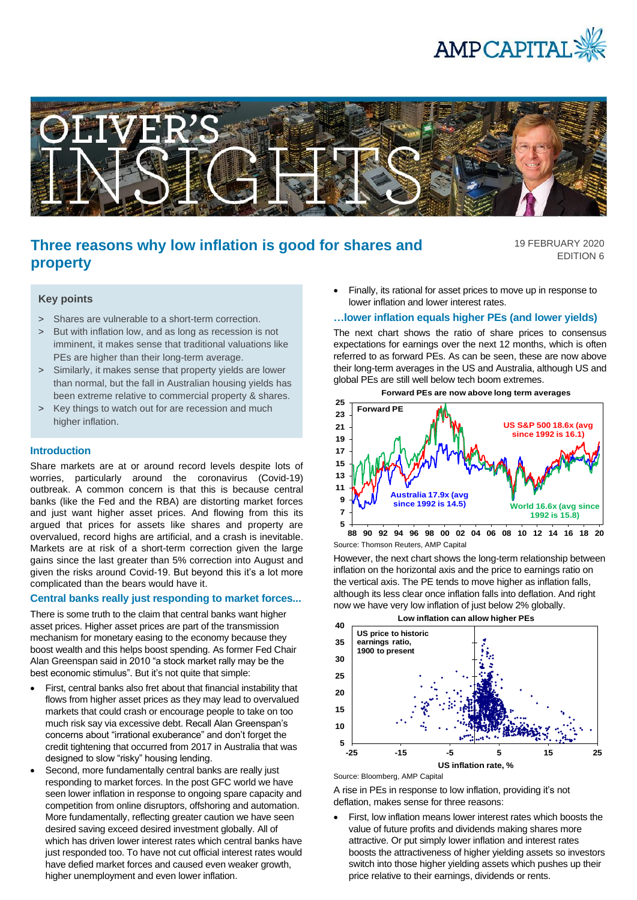# Three reasons why low inflation is good for shares and property

19 FEBRUARY 2020
EDITION 6

### Key points

> Shares are vulnerable to a short-term correction.

> But with inflation low, and as long as recession is not imminent, it makes sense that traditional valuations like PEs are higher than their long-term average.

> Similarly, it makes sense that property yields are lower than normal, but the fall in Australian housing yields has been extreme relative to commercial property & shares.

> Key things to watch out for are recession and much higher inflation.

## Introduction

Share markets are at or around record levels despite lots of worries, particularly around the coronavirus (Covid-19) outbreak. A common concern is that this is because central banks (like the Fed and the RBA) are distorting market forces and just want higher asset prices. And flowing from this its argued that prices for assets like shares and property are overvalued, record highs are artificial, and a crash is inevitable. Markets are at risk of a short-term correction given the large gains since the last greater than 5% correction into August and given the risks around Covid-19. But beyond this it's a lot more complicated than the bears would have it.

## Central banks really just responding to market forces...

There is some truth to the claim that central banks want higher asset prices. Higher asset prices are part of the transmission mechanism for monetary easing to the economy because they boost wealth and this helps boost spending. As former Fed Chair Alan Greenspan said in 2010 "a stock market rally may be the best economic stimulus". But it's not quite that simple:

- First, central banks also fret about that financial instability that flows from higher asset prices as they may lead to overvalued markets that could crash or encourage people to take on too much risk say via excessive debt. Recall Alan Greenspan's concerns about "irrational exuberance" and don't forget the credit tightening that occurred from 2017 in Australia that was designed to slow "risky" housing lending.
- Second, more fundamentally central banks are really just responding to market forces. In the post GFC world we have seen lower inflation in response to ongoing spare capacity and competition from online disruptors, offshoring and automation. More fundamentally, reflecting greater caution we have seen desired saving exceed desired investment globally. All of which has driven lower interest rates which central banks have just responded too. To have not cut official interest rates would have defied market forces and caused even weaker growth, higher unemployment and even lower inflation.
- Finally, its rational for asset prices to move up in response to lower inflation and lower interest rates.

## ...lower inflation equals higher PEs (and lower yields)

The next chart shows the ratio of share prices to consensus expectations for earnings over the next 12 months, which is often referred to as forward PEs. As can be seen, these are now above their long-term averages in the US and Australia, although US and global PEs are still well below tech boom extremes.

**Forward PEs are now above long term averages**

Source: Thomson Reuters, AMP Capital

However, the next chart shows the long-term relationship between inflation on the horizontal axis and the price to earnings ratio on the vertical axis. The PE tends to move higher as inflation falls, although its less clear once inflation falls into deflation. And right now we have very low inflation of just below 2% globally.

**Low inflation can allow higher PEs**

Source: Bloomberg, AMP Capital

A rise in PEs in response to low inflation, providing it's not deflation, makes sense for three reasons:

- First, low inflation means lower interest rates which boosts the value of future profits and dividends making shares more attractive. Or put simply lower inflation and interest rates boosts the attractiveness of higher yielding assets so investors switch into those higher yielding assets which pushes up their price relative to their earnings, dividends or rents.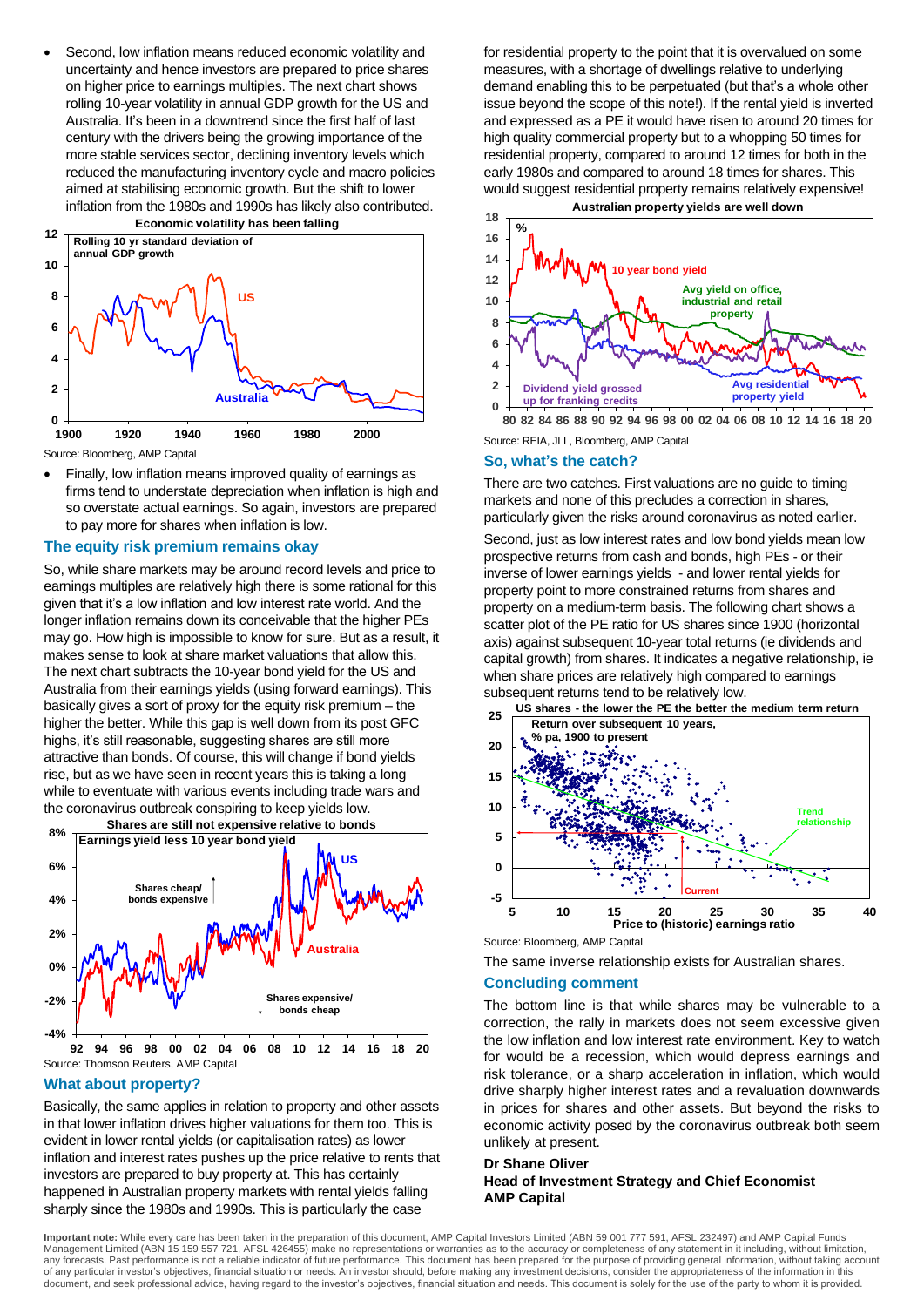- Second, low inflation means reduced economic volatility and uncertainty and hence investors are prepared to price shares on higher price to earnings multiples. The next chart shows rolling 10-year volatility in annual GDP growth for the US and Australia. It's been in a downtrend since the first half of last century with the drivers being the growing importance of the more stable services sector, declining inventory levels which reduced the manufacturing inventory cycle and macro policies aimed at stabilising economic growth. But the shift to lower inflation from the 1980s and 1990s has likely also contributed.

**Economic volatility has been falling**

Rolling 10 yr standard deviation of annual GDP growth

US

Australia

0 2 4 6 8 10 12

1900 1920 1940 1960 1980 2000

Source: Bloomberg, AMP Capital

- Finally, low inflation means improved quality of earnings as firms tend to understate depreciation when inflation is high and so overstate actual earnings. So again, investors are prepared to pay more for shares when inflation is low.

## The equity risk premium remains okay

So, while share markets may be around record levels and price to earnings multiples are relatively high there is some rational for this given that it's a low inflation and low interest rate world. And the longer inflation remains down its conceivable that the higher PEs may go. How high is impossible to know for sure. But as a result, it makes sense to look at share market valuations that allow this. The next chart subtracts the 10-year bond yield for the US and Australia from their earnings yields (using forward earnings). This basically gives a sort of proxy for the equity risk premium – the higher the better. While this gap is well down from its post GFC highs, it's still reasonable, suggesting shares are still more attractive than bonds. Of course, this will change if bond yields rise, but as we have seen in recent years this is taking a long while to eventuate with various events including trade wars and the coronavirus outbreak conspiring to keep yields low.

**Shares are still not expensive relative to bonds**

Earnings yield less 10 year bond yield

Shares cheap/ bonds expensive

Shares expensive/ bonds cheap

US

Australia

-4% -2% 0% 2% 4% 6% 8%

92 94 96 98 00 02 04 06 08 10 12 14 16 18 20

Source: Thomson Reuters, AMP Capital

## What about property?

Basically, the same applies in relation to property and other assets in that lower inflation drives higher valuations for them too. This is evident in lower rental yields (or capitalisation rates) as lower inflation and interest rates pushes up the price relative to rents that investors are prepared to buy property at. This has certainly happened in Australian property markets with rental yields falling sharply since the 1980s and 1990s. This is particularly the case for residential property to the point that it is overvalued on some measures, with a shortage of dwellings relative to underlying demand enabling this to be perpetuated (but that's a whole other issue beyond the scope of this note!). If the rental yield is inverted and expressed as a PE it would have risen to around 20 times for high quality commercial property but to a whopping 50 times for residential property, compared to around 12 times for both in the early 1980s and compared to around 18 times for shares. This would suggest residential property remains relatively expensive!

**Australian property yields are well down**

%

10 year bond yield

Avg yield on office, industrial and retail property

Dividend yield grossed up for franking credits

Avg residential property yield

0 2 4 6 8 10 12 14 16 18

80 82 84 86 88 90 92 94 96 98 00 02 04 06 08 10 12 14 16 18 20

Source: REIA, JLL, Bloomberg, AMP Capital

## So, what's the catch?

There are two catches. First valuations are no guide to timing markets and none of this precludes a correction in shares, particularly given the risks around coronavirus as noted earlier.

Second, just as low interest rates and low bond yields mean low prospective returns from cash and bonds, high PEs - or their inverse of lower earnings yields - and lower rental yields for property point to more constrained returns from shares and property on a medium-term basis. The following chart shows a scatter plot of the PE ratio for US shares since 1900 (horizontal axis) against subsequent 10-year total returns (ie dividends and capital growth) from shares. It indicates a negative relationship, ie when share prices are relatively high compared to earnings subsequent returns tend to be relatively low.

**US shares - the lower the PE the better the medium term return**

Return over subsequent 10 years, % pa, 1900 to present

Trend relationship

Current

-5 0 5 10 15 20 25

5 10 15 20 25 30 35 40

Price to (historic) earnings ratio

Source: Bloomberg, AMP Capital

The same inverse relationship exists for Australian shares.

## Concluding comment

The bottom line is that while shares may be vulnerable to a correction, the rally in markets does not seem excessive given the low inflation and low interest rate environment. Key to watch for would be a recession, which would depress earnings and risk tolerance, or a sharp acceleration in inflation, which would drive sharply higher interest rates and a revaluation downwards in prices for shares and other assets. But beyond the risks to economic activity posed by the coronavirus outbreak both seem unlikely at present.

**Dr Shane Oliver**
**Head of Investment Strategy and Chief Economist**
**AMP Capital**

**Important note:** While every care has been taken in the preparation of this document, AMP Capital Investors Limited (ABN 59 001 777 591, AFSL 232497) and AMP Capital Funds Management Limited (ABN 15 159 557 721, AFSL 426455) make no representations or warranties as to the accuracy or completeness of any statement in it including, without limitation, any forecasts. Past performance is not a reliable indicator of future performance. This document has been prepared for the purpose of providing general information, without taking account of any particular investor's objectives, financial situation or needs. An investor should, before making any investment decisions, consider the appropriateness of the information in this document, and seek professional advice, having regard to the investor's objectives, financial situation and needs. This document is solely for the use of the party to whom it is provided.